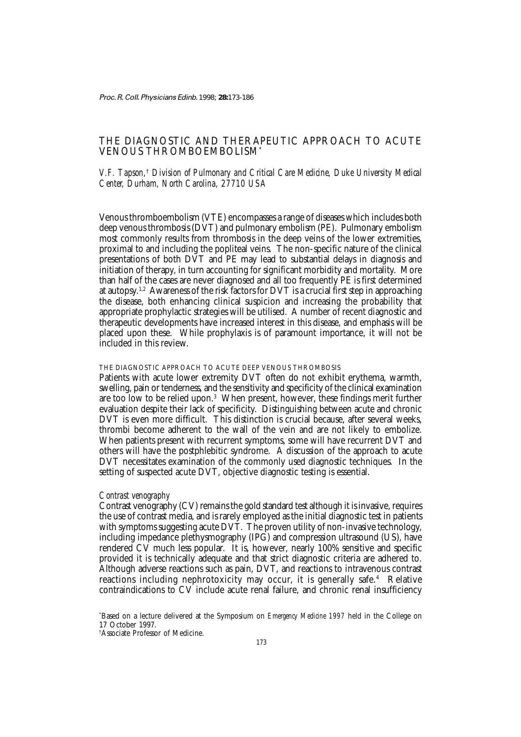# THE DIAGNOSTIC AND THERAPEUTIC APPROACH TO ACUTE VENOUS THROMBOEMBOLISM*

*V.F. Tapson,† Division of Pulmonary and Critical Care Medicine, Duke University Medical Center, Durham, North Carolina, 27710 USA*

Venous thromboembolism (VTE) encompasses a range of diseases which includes both deep venous thrombosis (DVT) and pulmonary embolism (PE). Pulmonary embolism most commonly results from thrombosis in the deep veins of the lower extremities, proximal to and including the popliteal veins. The non-specific nature of the clinical presentations of both DVT and PE may lead to substantial delays in diagnosis and initiation of therapy, in turn accounting for significant morbidity and mortality. More than half of the cases are never diagnosed and all too frequently PE is first determined at autopsy.[1,2] Awareness of the risk factors for DVT is a crucial first step in approaching the disease, both enhancing clinical suspicion and increasing the probability that appropriate prophylactic strategies will be utilised. A number of recent diagnostic and therapeutic developments have increased interest in this disease, and emphasis will be placed upon these. While prophylaxis is of paramount importance, it will not be included in this review.

## THE DIAGNOSTIC APPROACH TO ACUTE DEEP VENOUS THROMBOSIS

Patients with acute lower extremity DVT often do not exhibit erythema, warmth, swelling, pain or tenderness, and the sensitivity and specificity of the clinical examination are too low to be relied upon.[3] When present, however, these findings merit further evaluation despite their lack of specificity. Distinguishing between acute and chronic DVT is even more difficult. This distinction is crucial because, after several weeks, thrombi become adherent to the wall of the vein and are not likely to embolize. When patients present with recurrent symptoms, some will have recurrent DVT and others will have the postphlebitic syndrome. A discussion of the approach to acute DVT necessitates examination of the commonly used diagnostic techniques. In the setting of suspected acute DVT, objective diagnostic testing is essential.

### *Contrast venography*

Contrast venography (CV) remains the gold standard test although it is invasive, requires the use of contrast media, and is rarely employed as the initial diagnostic test in patients with symptoms suggesting acute DVT. The proven utility of non-invasive technology, including impedance plethysmography (IPG) and compression ultrasound (US), have rendered CV much less popular. It is, however, nearly 100% sensitive and specific provided it is technically adequate and that strict diagnostic criteria are adhered to. Although adverse reactions such as pain, DVT, and reactions to intravenous contrast reactions including nephrotoxicity may occur, it is generally safe.[4] Relative contraindications to CV include acute renal failure, and chronic renal insufficiency

*Based on a lecture delivered at the Symposium on *Emergency Medicine 1997* held in the College on 17 October 1997.

†Associate Professor of Medicine.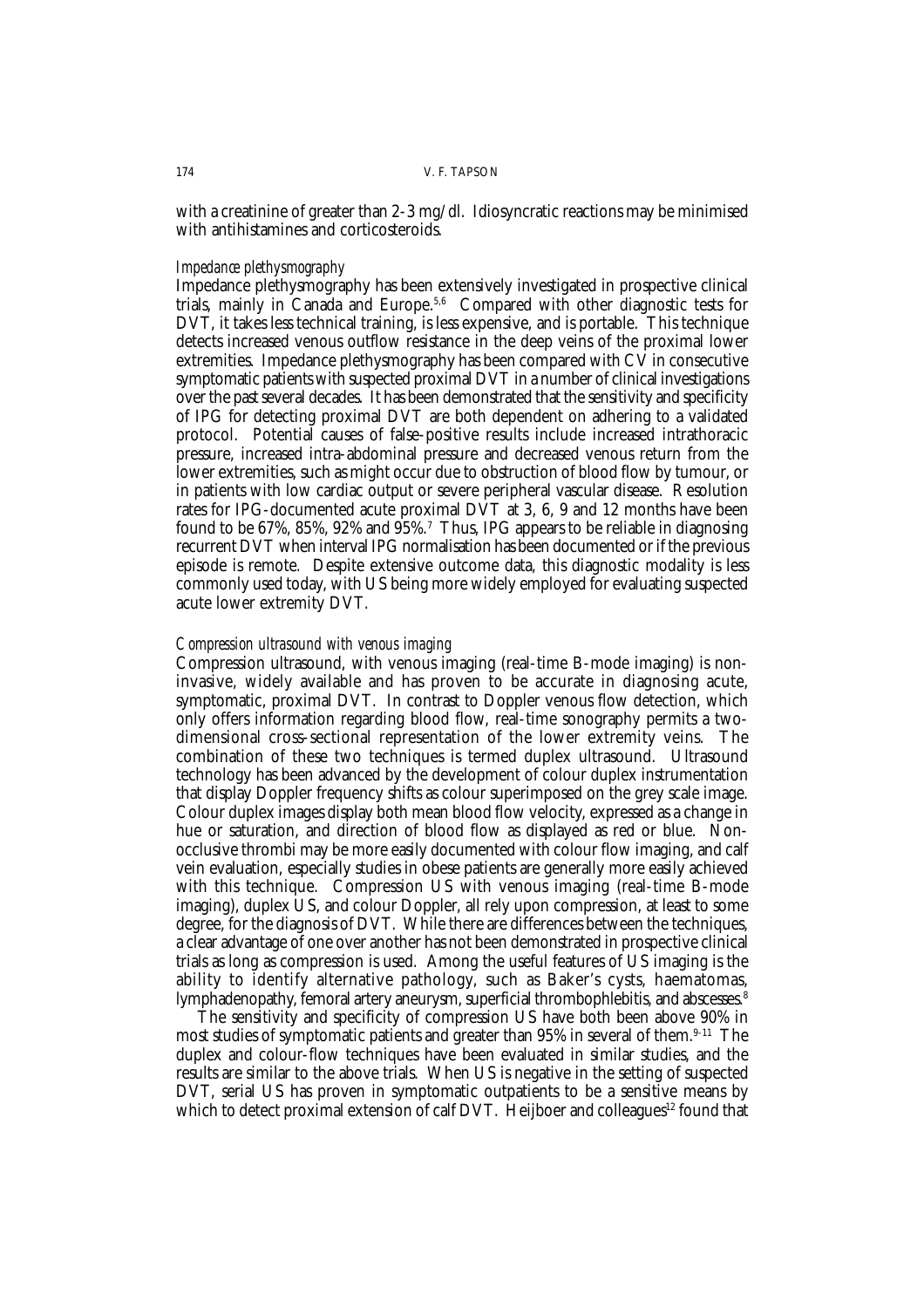with a creatinine of greater than 2-3 mg/dl. Idiosyncratic reactions may be minimised with antihistamines and corticosteroids.

### *Impedance plethysmography*

Impedance plethysmography has been extensively investigated in prospective clinical trials, mainly in Canada and Europe.[5,6] Compared with other diagnostic tests for DVT, it takes less technical training, is less expensive, and is portable. This technique detects increased venous outflow resistance in the deep veins of the proximal lower extremities. Impedance plethysmography has been compared with CV in consecutive symptomatic patients with suspected proximal DVT in a number of clinical investigations over the past several decades. It has been demonstrated that the sensitivity and specificity of IPG for detecting proximal DVT are both dependent on adhering to a validated protocol. Potential causes of false-positive results include increased intrathoracic pressure, increased intra-abdominal pressure and decreased venous return from the lower extremities, such as might occur due to obstruction of blood flow by tumour, or in patients with low cardiac output or severe peripheral vascular disease. Resolution rates for IPG-documented acute proximal DVT at 3, 6, 9 and 12 months have been found to be 67%, 85%, 92% and 95%.[7] Thus, IPG appears to be reliable in diagnosing recurrent DVT when interval IPG normalisation has been documented or if the previous episode is remote. Despite extensive outcome data, this diagnostic modality is less commonly used today, with US being more widely employed for evaluating suspected acute lower extremity DVT.

### *Compression ultrasound with venous imaging*

Compression ultrasound, with venous imaging (real-time B-mode imaging) is non-invasive, widely available and has proven to be accurate in diagnosing acute, symptomatic, proximal DVT. In contrast to Doppler venous flow detection, which only offers information regarding blood flow, real-time sonography permits a two-dimensional cross-sectional representation of the lower extremity veins. The combination of these two techniques is termed duplex ultrasound. Ultrasound technology has been advanced by the development of colour duplex instrumentation that display Doppler frequency shifts as colour superimposed on the grey scale image. Colour duplex images display both mean blood flow velocity, expressed as a change in hue or saturation, and direction of blood flow as displayed as red or blue. Non-occlusive thrombi may be more easily documented with colour flow imaging, and calf vein evaluation, especially studies in obese patients are generally more easily achieved with this technique. Compression US with venous imaging (real-time B-mode imaging), duplex US, and colour Doppler, all rely upon compression, at least to some degree, for the diagnosis of DVT. While there are differences between the techniques, a clear advantage of one over another has not been demonstrated in prospective clinical trials as long as compression is used. Among the useful features of US imaging is the ability to identify alternative pathology, such as Baker's cysts, haematomas, lymphadenopathy, femoral artery aneurysm, superficial thrombophlebitis, and abscesses.[8]

The sensitivity and specificity of compression US have both been above 90% in most studies of symptomatic patients and greater than 95% in several of them.[9-11] The duplex and colour-flow techniques have been evaluated in similar studies, and the results are similar to the above trials. When US is negative in the setting of suspected DVT, serial US has proven in symptomatic outpatients to be a sensitive means by which to detect proximal extension of calf DVT. Heijboer and colleagues[12] found that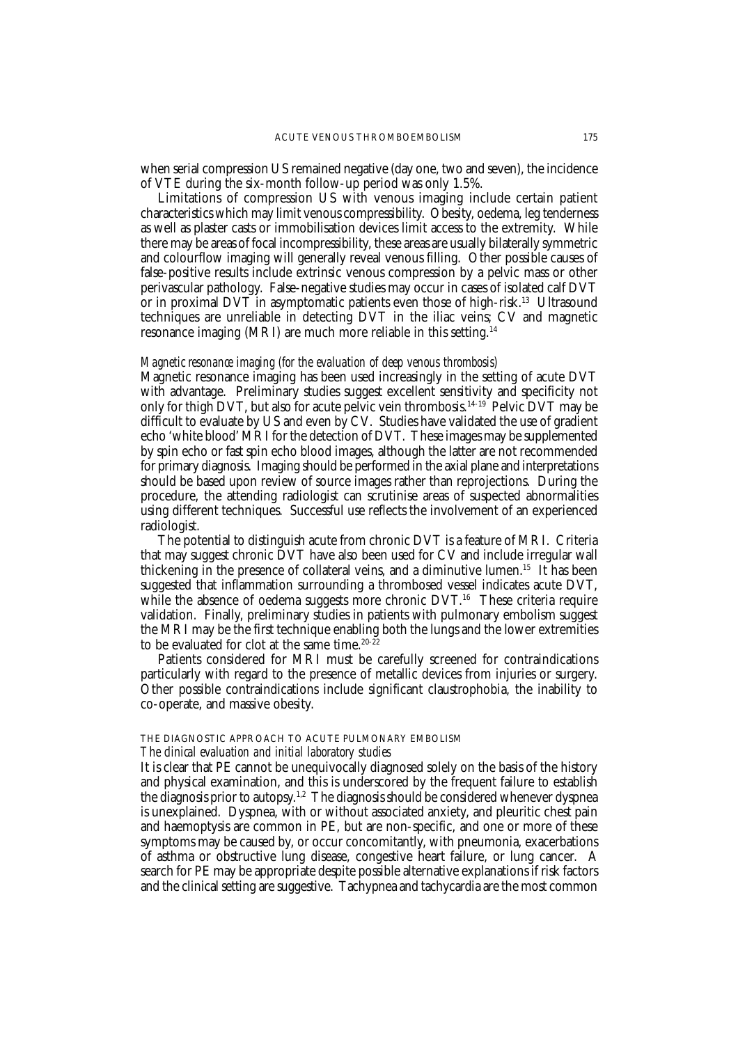when serial compression US remained negative (day one, two and seven), the incidence of VTE during the six-month follow-up period was only 1.5%.

Limitations of compression US with venous imaging include certain patient characteristics which may limit venous compressibility. Obesity, oedema, leg tenderness as well as plaster casts or immobilisation devices limit access to the extremity. While there may be areas of focal incompressibility, these areas are usually bilaterally symmetric and colourflow imaging will generally reveal venous filling. Other possible causes of false-positive results include extrinsic venous compression by a pelvic mass or other perivascular pathology. False-negative studies may occur in cases of isolated calf DVT or in proximal DVT in asymptomatic patients even those of high-risk.[13] Ultrasound techniques are unreliable in detecting DVT in the iliac veins; CV and magnetic resonance imaging (MRI) are much more reliable in this setting.[14]

### *Magnetic resonance imaging (for the evaluation of deep venous thrombosis)*

Magnetic resonance imaging has been used increasingly in the setting of acute DVT with advantage. Preliminary studies suggest excellent sensitivity and specificity not only for thigh DVT, but also for acute pelvic vein thrombosis.[14-19] Pelvic DVT may be difficult to evaluate by US and even by CV. Studies have validated the use of gradient echo 'white blood' MRI for the detection of DVT. These images may be supplemented by spin echo or fast spin echo blood images, although the latter are not recommended for primary diagnosis. Imaging should be performed in the axial plane and interpretations should be based upon review of source images rather than reprojections. During the procedure, the attending radiologist can scrutinise areas of suspected abnormalities using different techniques. Successful use reflects the involvement of an experienced radiologist.

The potential to distinguish acute from chronic DVT is a feature of MRI. Criteria that may suggest chronic DVT have also been used for CV and include irregular wall thickening in the presence of collateral veins, and a diminutive lumen.[15] It has been suggested that inflammation surrounding a thrombosed vessel indicates acute DVT, while the absence of oedema suggests more chronic DVT.[16] These criteria require validation. Finally, preliminary studies in patients with pulmonary embolism suggest the MRI may be the first technique enabling both the lungs and the lower extremities to be evaluated for clot at the same time.[20-22]

Patients considered for MRI must be carefully screened for contraindications particularly with regard to the presence of metallic devices from injuries or surgery. Other possible contraindications include significant claustrophobia, the inability to co-operate, and massive obesity.

## THE DIAGNOSTIC APPROACH TO ACUTE PULMONARY EMBOLISM

### *The clinical evaluation and initial laboratory studies*

It is clear that PE cannot be unequivocally diagnosed solely on the basis of the history and physical examination, and this is underscored by the frequent failure to establish the diagnosis prior to autopsy.[1,2] The diagnosis should be considered whenever dyspnea is unexplained. Dyspnea, with or without associated anxiety, and pleuritic chest pain and haemoptysis are common in PE, but are non-specific, and one or more of these symptoms may be caused by, or occur concomitantly, with pneumonia, exacerbations of asthma or obstructive lung disease, congestive heart failure, or lung cancer. A search for PE may be appropriate despite possible alternative explanations if risk factors and the clinical setting are suggestive. Tachypnea and tachycardia are the most common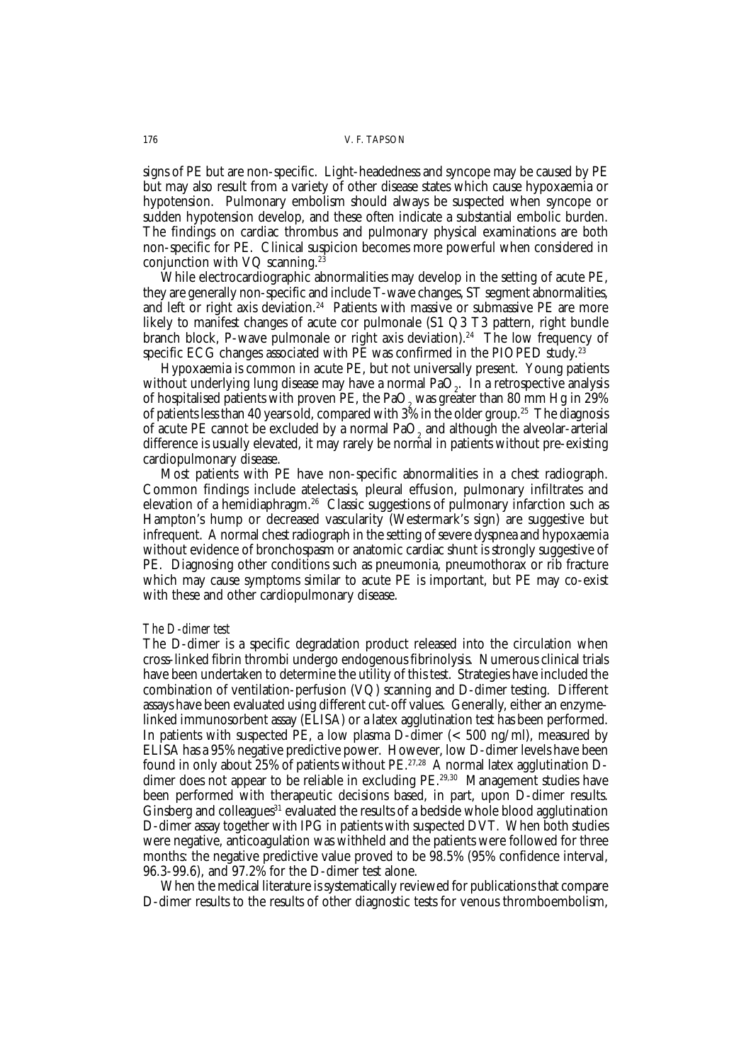signs of PE but are non-specific. Light-headedness and syncope may be caused by PE but may also result from a variety of other disease states which cause hypoxaemia or hypotension. Pulmonary embolism should always be suspected when syncope or sudden hypotension develop, and these often indicate a substantial embolic burden. The findings on cardiac thrombus and pulmonary physical examinations are both non-specific for PE. Clinical suspicion becomes more powerful when considered in conjunction with VQ scanning.[23]

While electrocardiographic abnormalities may develop in the setting of acute PE, they are generally non-specific and include T-wave changes, ST segment abnormalities, and left or right axis deviation.[24] Patients with massive or submassive PE are more likely to manifest changes of acute cor pulmonale (S1 Q3 T3 pattern, right bundle branch block, P-wave pulmonale or right axis deviation).[24] The low frequency of specific ECG changes associated with PE was confirmed in the PIOPED study.[23]

Hypoxaemia is common in acute PE, but not universally present. Young patients without underlying lung disease may have a normal $PaO_2$. In a retrospective analysis of hospitalised patients with proven PE, the $PaO_2$ was greater than 80 mm Hg in 29% of patients less than 40 years old, compared with 3% in the older group.[25] The diagnosis of acute PE cannot be excluded by a normal $PaO_2$ and although the alveolar-arterial difference is usually elevated, it may rarely be normal in patients without pre-existing cardiopulmonary disease.

Most patients with PE have non-specific abnormalities in a chest radiograph. Common findings include atelectasis, pleural effusion, pulmonary infiltrates and elevation of a hemidiaphragm.[26] Classic suggestions of pulmonary infarction such as Hampton's hump or decreased vascularity (Westermark's sign) are suggestive but infrequent. A normal chest radiograph in the setting of severe dyspnea and hypoxaemia without evidence of bronchospasm or anatomic cardiac shunt is strongly suggestive of PE. Diagnosing other conditions such as pneumonia, pneumothorax or rib fracture which may cause symptoms similar to acute PE is important, but PE may co-exist with these and other cardiopulmonary disease.

### *The D-dimer test*

The D-dimer is a specific degradation product released into the circulation when cross-linked fibrin thrombi undergo endogenous fibrinolysis. Numerous clinical trials have been undertaken to determine the utility of this test. Strategies have included the combination of ventilation-perfusion (VQ) scanning and D-dimer testing. Different assays have been evaluated using different cut-off values. Generally, either an enzyme-linked immunosorbent assay (ELISA) or a latex agglutination test has been performed. In patients with suspected PE, a low plasma D-dimer (< 500 ng/ml), measured by ELISA has a 95% negative predictive power. However, low D-dimer levels have been found in only about 25% of patients without PE.[27,28] A normal latex agglutination D-dimer does not appear to be reliable in excluding PE.[29,30] Management studies have been performed with therapeutic decisions based, in part, upon D-dimer results. Ginsberg and colleagues[31] evaluated the results of a bedside whole blood agglutination D-dimer assay together with IPG in patients with suspected DVT. When both studies were negative, anticoagulation was withheld and the patients were followed for three months: the negative predictive value proved to be 98.5% (95% confidence interval, 96.3-99.6), and 97.2% for the D-dimer test alone.

When the medical literature is systematically reviewed for publications that compare D-dimer results to the results of other diagnostic tests for venous thromboembolism,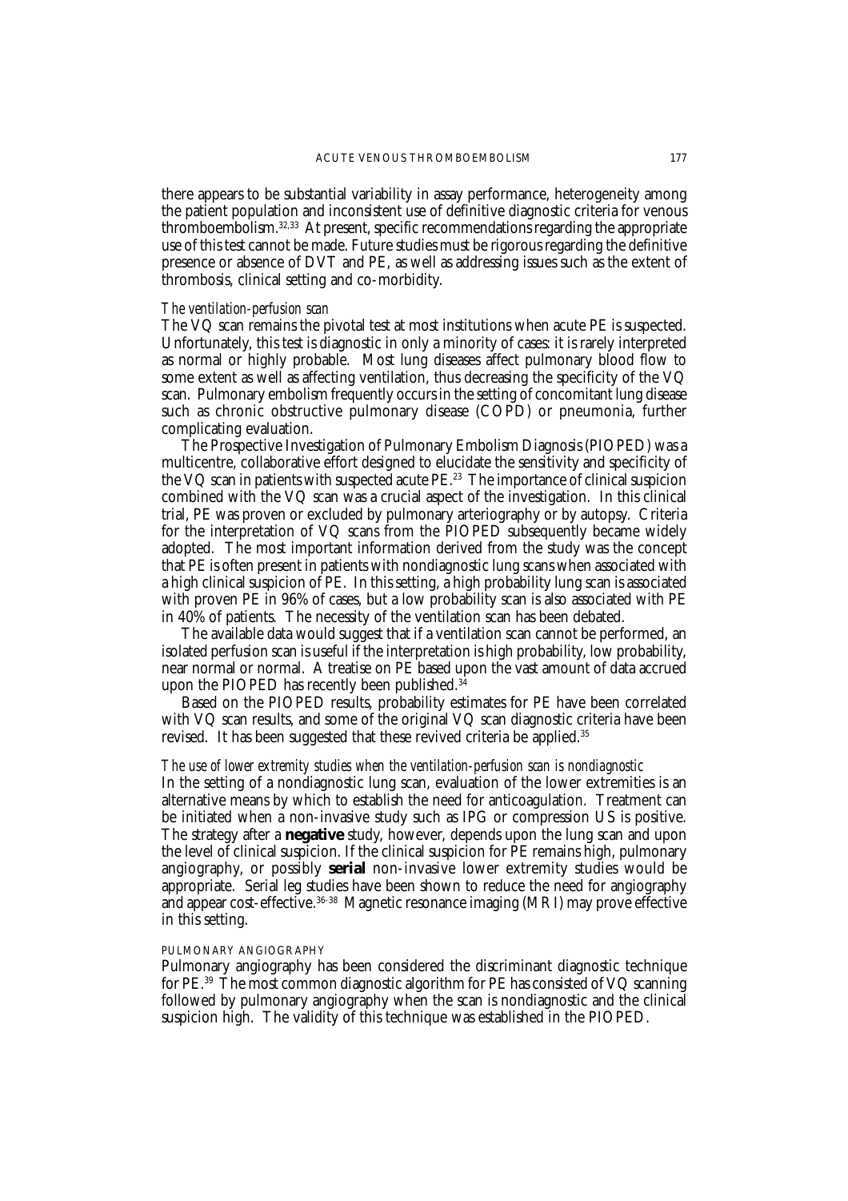there appears to be substantial variability in assay performance, heterogeneity among the patient population and inconsistent use of definitive diagnostic criteria for venous thromboembolism.[32,33] At present, specific recommendations regarding the appropriate use of this test cannot be made. Future studies must be rigorous regarding the definitive presence or absence of DVT and PE, as well as addressing issues such as the extent of thrombosis, clinical setting and co-morbidity.

*The ventilation-perfusion scan*

The VQ scan remains the pivotal test at most institutions when acute PE is suspected. Unfortunately, this test is diagnostic in only a minority of cases: it is rarely interpreted as normal or highly probable. Most lung diseases affect pulmonary blood flow to some extent as well as affecting ventilation, thus decreasing the specificity of the VQ scan. Pulmonary embolism frequently occurs in the setting of concomitant lung disease such as chronic obstructive pulmonary disease (COPD) or pneumonia, further complicating evaluation.

The Prospective Investigation of Pulmonary Embolism Diagnosis (PIOPED) was a multicentre, collaborative effort designed to elucidate the sensitivity and specificity of the VQ scan in patients with suspected acute PE.[23] The importance of clinical suspicion combined with the VQ scan was a crucial aspect of the investigation. In this clinical trial, PE was proven or excluded by pulmonary arteriography or by autopsy. Criteria for the interpretation of VQ scans from the PIOPED subsequently became widely adopted. The most important information derived from the study was the concept that PE is often present in patients with nondiagnostic lung scans when associated with a high clinical suspicion of PE. In this setting, a high probability lung scan is associated with proven PE in 96% of cases, but a low probability scan is also associated with PE in 40% of patients. The necessity of the ventilation scan has been debated.

The available data would suggest that if a ventilation scan cannot be performed, an isolated perfusion scan is useful if the interpretation is high probability, low probability, near normal or normal. A treatise on PE based upon the vast amount of data accrued upon the PIOPED has recently been published.[34]

Based on the PIOPED results, probability estimates for PE have been correlated with VQ scan results, and some of the original VQ scan diagnostic criteria have been revised. It has been suggested that these revived criteria be applied.[35]

*The use of lower extremity studies when the ventilation-perfusion scan is nondiagnostic*

In the setting of a nondiagnostic lung scan, evaluation of the lower extremities is an alternative means by which to establish the need for anticoagulation. Treatment can be initiated when a non-invasive study such as IPG or compression US is positive. The strategy after a **negative** study, however, depends upon the lung scan and upon the level of clinical suspicion. If the clinical suspicion for PE remains high, pulmonary angiography, or possibly **serial** non-invasive lower extremity studies would be appropriate. Serial leg studies have been shown to reduce the need for angiography and appear cost-effective.[36-38] Magnetic resonance imaging (MRI) may prove effective in this setting.

PULMONARY ANGIOGRAPHY

Pulmonary angiography has been considered the discriminant diagnostic technique for PE.[39] The most common diagnostic algorithm for PE has consisted of VQ scanning followed by pulmonary angiography when the scan is nondiagnostic and the clinical suspicion high. The validity of this technique was established in the PIOPED.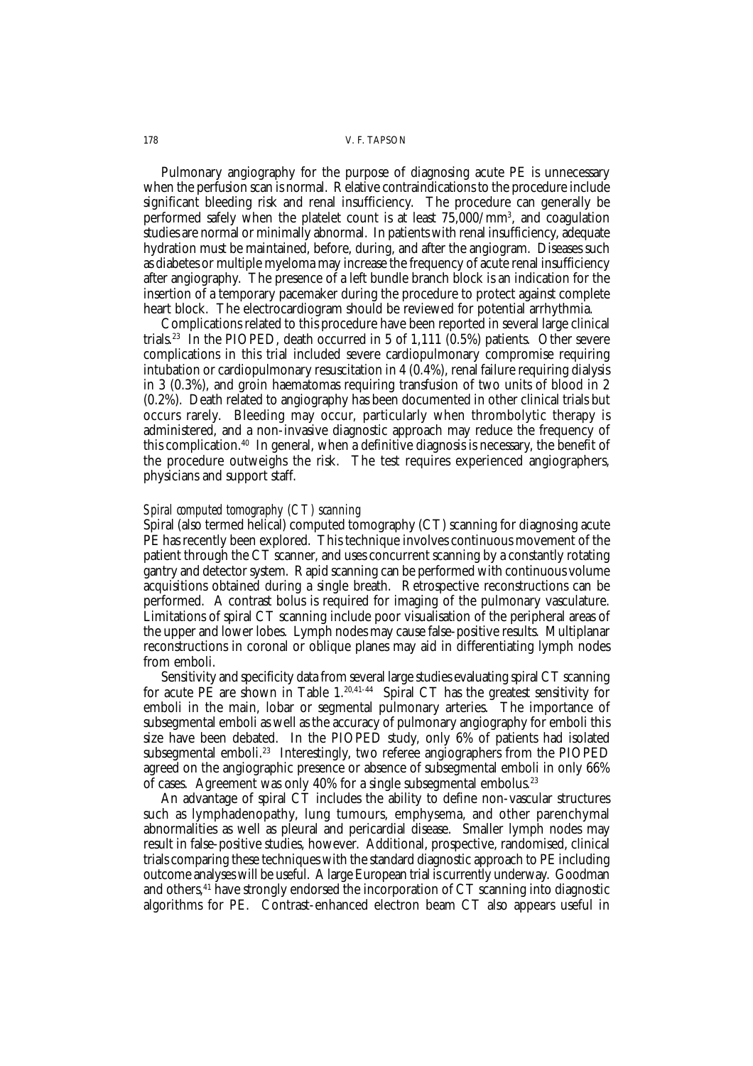Pulmonary angiography for the purpose of diagnosing acute PE is unnecessary when the perfusion scan is normal. Relative contraindications to the procedure include significant bleeding risk and renal insufficiency. The procedure can generally be performed safely when the platelet count is at least $75{,}000/mm^3$, and coagulation studies are normal or minimally abnormal. In patients with renal insufficiency, adequate hydration must be maintained, before, during, and after the angiogram. Diseases such as diabetes or multiple myeloma may increase the frequency of acute renal insufficiency after angiography. The presence of a left bundle branch block is an indication for the insertion of a temporary pacemaker during the procedure to protect against complete heart block. The electrocardiogram should be reviewed for potential arrhythmia.

Complications related to this procedure have been reported in several large clinical trials.[23] In the PIOPED, death occurred in 5 of 1,111 (0.5%) patients. Other severe complications in this trial included severe cardiopulmonary compromise requiring intubation or cardiopulmonary resuscitation in 4 (0.4%), renal failure requiring dialysis in 3 (0.3%), and groin haematomas requiring transfusion of two units of blood in 2 (0.2%). Death related to angiography has been documented in other clinical trials but occurs rarely. Bleeding may occur, particularly when thrombolytic therapy is administered, and a non-invasive diagnostic approach may reduce the frequency of this complication.[40] In general, when a definitive diagnosis is necessary, the benefit of the procedure outweighs the risk. The test requires experienced angiographers, physicians and support staff.

### *Spiral computed tomography (CT) scanning*

Spiral (also termed helical) computed tomography (CT) scanning for diagnosing acute PE has recently been explored. This technique involves continuous movement of the patient through the CT scanner, and uses concurrent scanning by a constantly rotating gantry and detector system. Rapid scanning can be performed with continuous volume acquisitions obtained during a single breath. Retrospective reconstructions can be performed. A contrast bolus is required for imaging of the pulmonary vasculature. Limitations of spiral CT scanning include poor visualisation of the peripheral areas of the upper and lower lobes. Lymph nodes may cause false-positive results. Multiplanar reconstructions in coronal or oblique planes may aid in differentiating lymph nodes from emboli.

Sensitivity and specificity data from several large studies evaluating spiral CT scanning for acute PE are shown in Table 1.[20,41-44] Spiral CT has the greatest sensitivity for emboli in the main, lobar or segmental pulmonary arteries. The importance of subsegmental emboli as well as the accuracy of pulmonary angiography for emboli this size have been debated. In the PIOPED study, only 6% of patients had isolated subsegmental emboli.[23] Interestingly, two referee angiographers from the PIOPED agreed on the angiographic presence or absence of subsegmental emboli in only 66% of cases. Agreement was only 40% for a single subsegmental embolus.[23]

An advantage of spiral CT includes the ability to define non-vascular structures such as lymphadenopathy, lung tumours, emphysema, and other parenchymal abnormalities as well as pleural and pericardial disease. Smaller lymph nodes may result in false-positive studies, however. Additional, prospective, randomised, clinical trials comparing these techniques with the standard diagnostic approach to PE including outcome analyses will be useful. A large European trial is currently underway. Goodman and others,[41] have strongly endorsed the incorporation of CT scanning into diagnostic algorithms for PE. Contrast-enhanced electron beam CT also appears useful in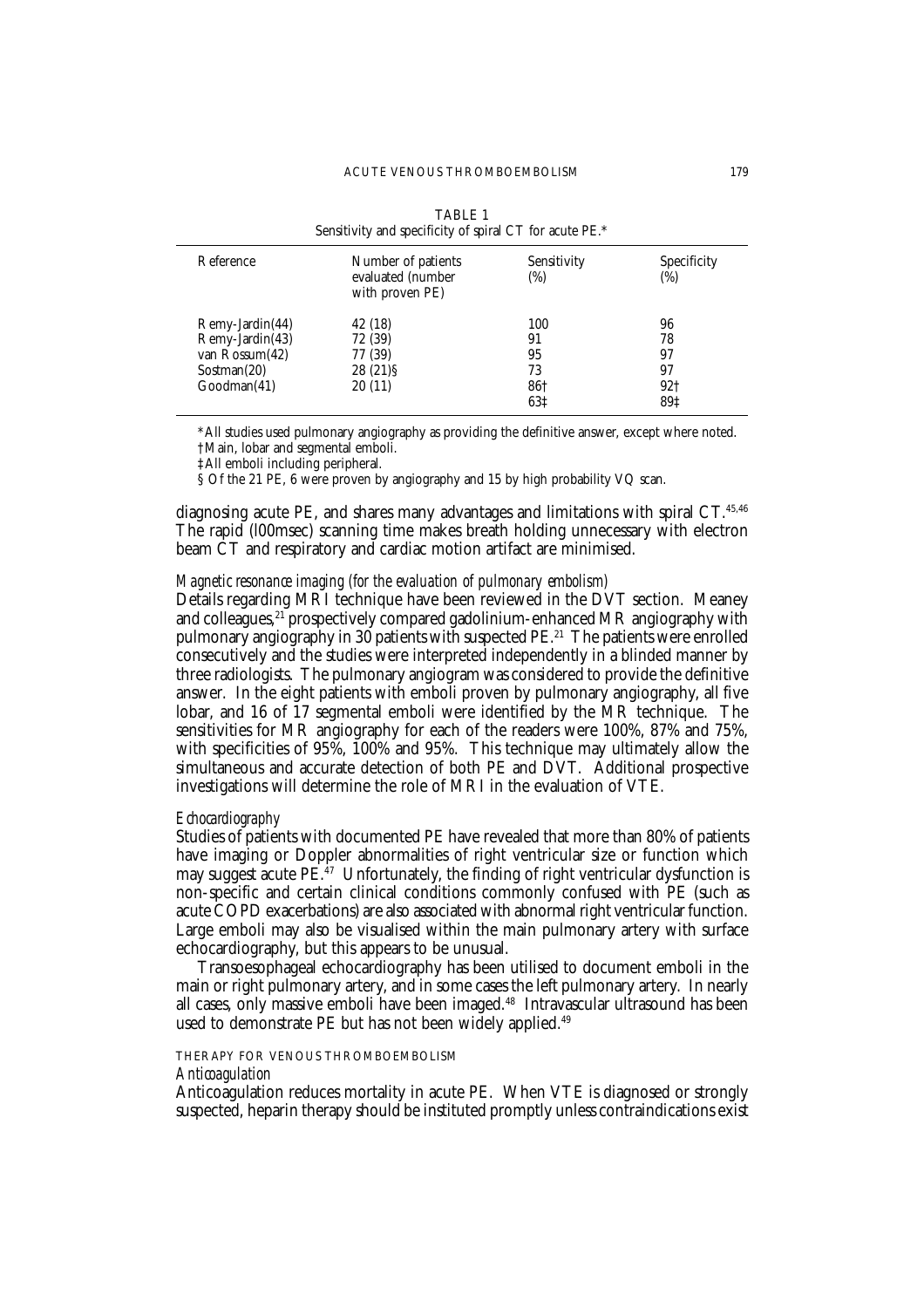TABLE 1
Sensitivity and specificity of spiral CT for acute PE.*

| Reference | Number of patients evaluated (number with proven PE) | Sensitivity (%) | Specificity (%) |
|---|---|---|---|
| Remy-Jardin(44) | 42 (18) | 100 | 96 |
| Remy-Jardin(43) | 72 (39) | 91 | 78 |
| van Rossum(42) | 77 (39) | 95 | 97 |
| Sostman(20) | 28 (21)§ | 73 | 97 |
| Goodman(41) | 20 (11) | 86† | 92† |
| | | 63‡ | 89‡ |

*All studies used pulmonary angiography as providing the definitive answer, except where noted.
†Main, lobar and segmental emboli.
‡All emboli including peripheral.
§ Of the 21 PE, 6 were proven by angiography and 15 by high probability VQ scan.

diagnosing acute PE, and shares many advantages and limitations with spiral CT.[45,46] The rapid (100msec) scanning time makes breath holding unnecessary with electron beam CT and respiratory and cardiac motion artifact are minimised.

*Magnetic resonance imaging (for the evaluation of pulmonary embolism)*

Details regarding MRI technique have been reviewed in the DVT section. Meaney and colleagues,[21] prospectively compared gadolinium-enhanced MR angiography with pulmonary angiography in 30 patients with suspected PE.[21] The patients were enrolled consecutively and the studies were interpreted independently in a blinded manner by three radiologists. The pulmonary angiogram was considered to provide the definitive answer. In the eight patients with emboli proven by pulmonary angiography, all five lobar, and 16 of 17 segmental emboli were identified by the MR technique. The sensitivities for MR angiography for each of the readers were 100%, 87% and 75%, with specificities of 95%, 100% and 95%. This technique may ultimately allow the simultaneous and accurate detection of both PE and DVT. Additional prospective investigations will determine the role of MRI in the evaluation of VTE.

*Echocardiography*

Studies of patients with documented PE have revealed that more than 80% of patients have imaging or Doppler abnormalities of right ventricular size or function which may suggest acute PE.[47] Unfortunately, the finding of right ventricular dysfunction is non-specific and certain clinical conditions commonly confused with PE (such as acute COPD exacerbations) are also associated with abnormal right ventricular function. Large emboli may also be visualised within the main pulmonary artery with surface echocardiography, but this appears to be unusual.

Transoesophageal echocardiography has been utilised to document emboli in the main or right pulmonary artery, and in some cases the left pulmonary artery. In nearly all cases, only massive emboli have been imaged.[48] Intravascular ultrasound has been used to demonstrate PE but has not been widely applied.[49]

## THERAPY FOR VENOUS THROMBOEMBOLISM

*Anticoagulation*

Anticoagulation reduces mortality in acute PE. When VTE is diagnosed or strongly suspected, heparin therapy should be instituted promptly unless contraindications exist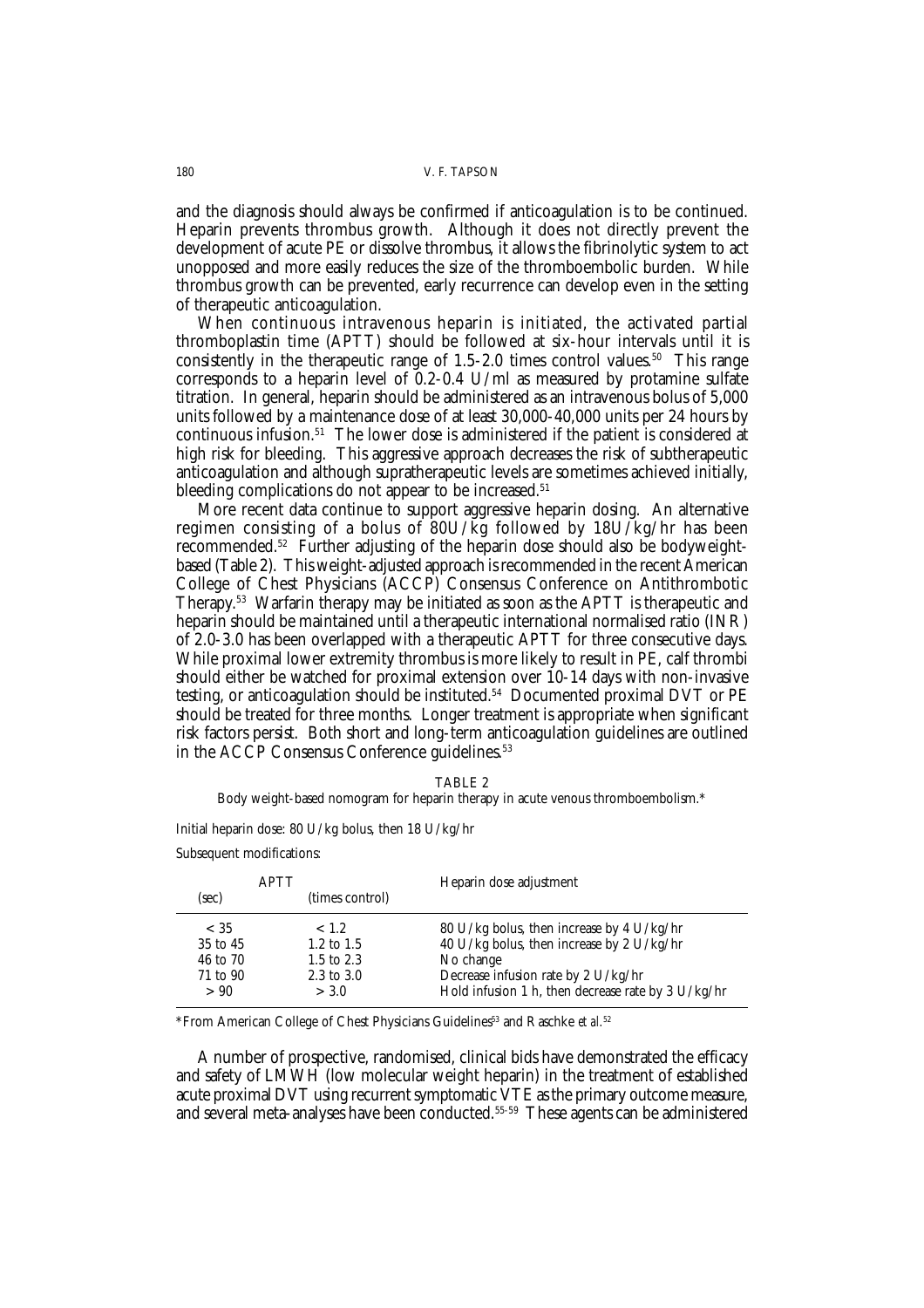and the diagnosis should always be confirmed if anticoagulation is to be continued. Heparin prevents thrombus growth. Although it does not directly prevent the development of acute PE or dissolve thrombus, it allows the fibrinolytic system to act unopposed and more easily reduces the size of the thromboembolic burden. While thrombus growth can be prevented, early recurrence can develop even in the setting of therapeutic anticoagulation.

When continuous intravenous heparin is initiated, the activated partial thromboplastin time (APTT) should be followed at six-hour intervals until it is consistently in the therapeutic range of 1.5-2.0 times control values.[50] This range corresponds to a heparin level of 0.2-0.4 U/ml as measured by protamine sulfate titration. In general, heparin should be administered as an intravenous bolus of 5,000 units followed by a maintenance dose of at least 30,000-40,000 units per 24 hours by continuous infusion.[51] The lower dose is administered if the patient is considered at high risk for bleeding. This aggressive approach decreases the risk of subtherapeutic anticoagulation and although supratherapeutic levels are sometimes achieved initially, bleeding complications do not appear to be increased.[51]

More recent data continue to support aggressive heparin dosing. An alternative regimen consisting of a bolus of 80U/kg followed by 18U/kg/hr has been recommended.[52] Further adjusting of the heparin dose should also be bodyweight-based (Table 2). This weight-adjusted approach is recommended in the recent American College of Chest Physicians (ACCP) Consensus Conference on Antithrombotic Therapy.[53] Warfarin therapy may be initiated as soon as the APTT is therapeutic and heparin should be maintained until a therapeutic international normalised ratio (INR) of 2.0-3.0 has been overlapped with a therapeutic APTT for three consecutive days. While proximal lower extremity thrombus is more likely to result in PE, calf thrombi should either be watched for proximal extension over 10-14 days with non-invasive testing, or anticoagulation should be instituted.[54] Documented proximal DVT or PE should be treated for three months. Longer treatment is appropriate when significant risk factors persist. Both short and long-term anticoagulation guidelines are outlined in the ACCP Consensus Conference guidelines.[53]

TABLE 2

Body weight-based nomogram for heparin therapy in acute venous thromboembolism.*

Initial heparin dose: 80 U/kg bolus, then 18 U/kg/hr

Subsequent modifications:

| APTT (sec) | APTT (times control) | Heparin dose adjustment |
|---|---|---|
| < 35 | < 1.2 | 80 U/kg bolus, then increase by 4 U/kg/hr |
| 35 to 45 | 1.2 to 1.5 | 40 U/kg bolus, then increase by 2 U/kg/hr |
| 46 to 70 | 1.5 to 2.3 | No change |
| 71 to 90 | 2.3 to 3.0 | Decrease infusion rate by 2 U/kg/hr |
| > 90 | > 3.0 | Hold infusion 1 h, then decrease rate by 3 U/kg/hr |

*From American College of Chest Physicians Guidelines[53] and Raschke *et al.*[52]

A number of prospective, randomised, clinical bids have demonstrated the efficacy and safety of LMWH (low molecular weight heparin) in the treatment of established acute proximal DVT using recurrent symptomatic VTE as the primary outcome measure, and several meta-analyses have been conducted.[55-59] These agents can be administered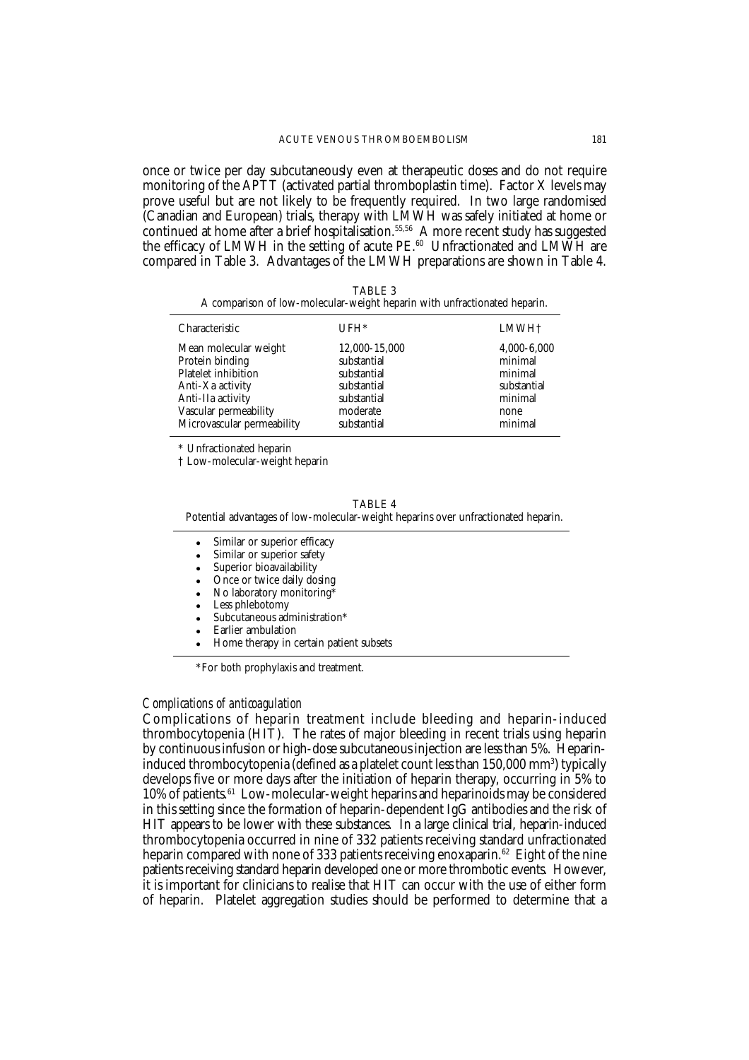once or twice per day subcutaneously even at therapeutic doses and do not require monitoring of the APTT (activated partial thromboplastin time). Factor X levels may prove useful but are not likely to be frequently required. In two large randomised (Canadian and European) trials, therapy with LMWH was safely initiated at home or continued at home after a brief hospitalisation.[55,56] A more recent study has suggested the efficacy of LMWH in the setting of acute PE.[60] Unfractionated and LMWH are compared in Table 3. Advantages of the LMWH preparations are shown in Table 4.

TABLE 3
A comparison of low-molecular-weight heparin with unfractionated heparin.

| Characteristic | UFH* | LMWH† |
|---|---|---|
| Mean molecular weight | 12,000-15,000 | 4,000-6,000 |
| Protein binding | substantial | minimal |
| Platelet inhibition | substantial | minimal |
| Anti-Xa activity | substantial | substantial |
| Anti-IIa activity | substantial | minimal |
| Vascular permeability | moderate | none |
| Microvascular permeability | substantial | minimal |

\* Unfractionated heparin

† Low-molecular-weight heparin

TABLE 4
Potential advantages of low-molecular-weight heparins over unfractionated heparin.

- Similar or superior efficacy
- Similar or superior safety
- Superior bioavailability
- Once or twice daily dosing
- No laboratory monitoring*
- Less phlebotomy
- Subcutaneous administration*
- Earlier ambulation
- Home therapy in certain patient subsets

*For both prophylaxis and treatment.

### *Complications of anticoagulation*

Complications of heparin treatment include bleeding and heparin-induced thrombocytopenia (HIT). The rates of major bleeding in recent trials using heparin by continuous infusion or high-dose subcutaneous injection are less than 5%. Heparin-induced thrombocytopenia (defined as a platelet count less than 150,000 $mm^3$) typically develops five or more days after the initiation of heparin therapy, occurring in 5% to 10% of patients.[61] Low-molecular-weight heparins and heparinoids may be considered in this setting since the formation of heparin-dependent IgG antibodies and the risk of HIT appears to be lower with these substances. In a large clinical trial, heparin-induced thrombocytopenia occurred in nine of 332 patients receiving standard unfractionated heparin compared with none of 333 patients receiving enoxaparin.[62] Eight of the nine patients receiving standard heparin developed one or more thrombotic events. However, it is important for clinicians to realise that HIT can occur with the use of either form of heparin. Platelet aggregation studies should be performed to determine that a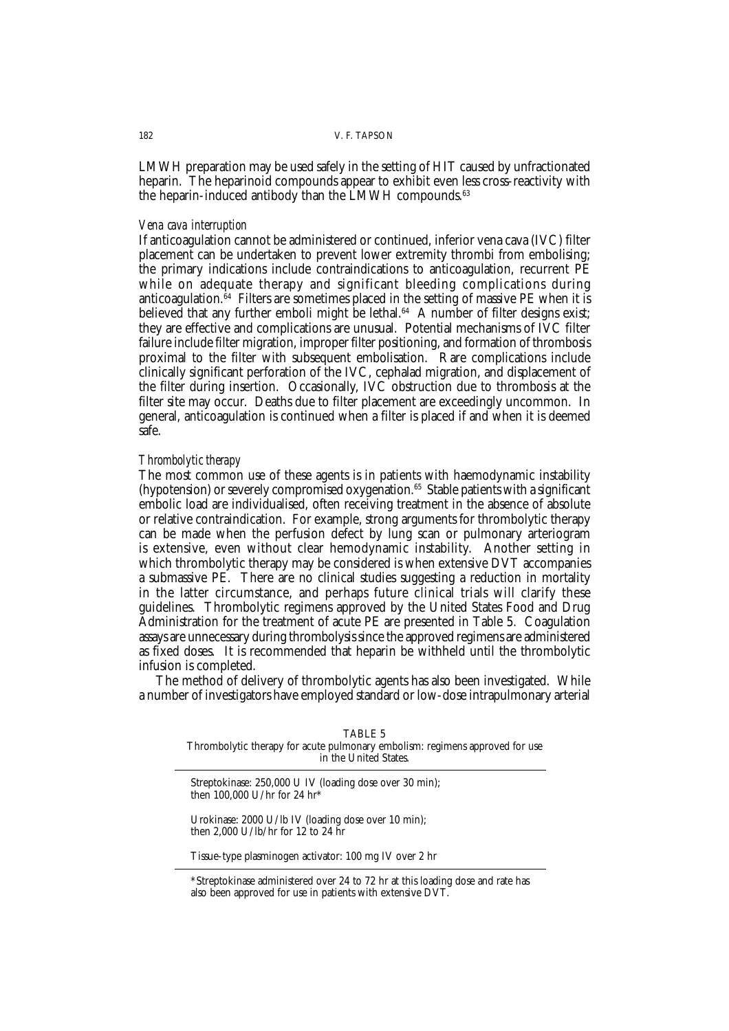LMWH preparation may be used safely in the setting of HIT caused by unfractionated heparin. The heparinoid compounds appear to exhibit even less cross-reactivity with the heparin-induced antibody than the LMWH compounds.[63]

### *Vena cava interruption*

If anticoagulation cannot be administered or continued, inferior vena cava (IVC) filter placement can be undertaken to prevent lower extremity thrombi from embolising; the primary indications include contraindications to anticoagulation, recurrent PE while on adequate therapy and significant bleeding complications during anticoagulation.[64] Filters are sometimes placed in the setting of massive PE when it is believed that any further emboli might be lethal.[64] A number of filter designs exist; they are effective and complications are unusual. Potential mechanisms of IVC filter failure include filter migration, improper filter positioning, and formation of thrombosis proximal to the filter with subsequent embolisation. Rare complications include clinically significant perforation of the IVC, cephalad migration, and displacement of the filter during insertion. Occasionally, IVC obstruction due to thrombosis at the filter site may occur. Deaths due to filter placement are exceedingly uncommon. In general, anticoagulation is continued when a filter is placed if and when it is deemed safe.

### *Thrombolytic therapy*

The most common use of these agents is in patients with haemodynamic instability (hypotension) or severely compromised oxygenation.[65] Stable patients with a significant embolic load are individualised, often receiving treatment in the absence of absolute or relative contraindication. For example, strong arguments for thrombolytic therapy can be made when the perfusion defect by lung scan or pulmonary arteriogram is extensive, even without clear hemodynamic instability. Another setting in which thrombolytic therapy may be considered is when extensive DVT accompanies a submassive PE. There are no clinical studies suggesting a reduction in mortality in the latter circumstance, and perhaps future clinical trials will clarify these guidelines. Thrombolytic regimens approved by the United States Food and Drug Administration for the treatment of acute PE are presented in Table 5. Coagulation assays are unnecessary during thrombolysis since the approved regimens are administered as fixed doses. It is recommended that heparin be withheld until the thrombolytic infusion is completed.

The method of delivery of thrombolytic agents has also been investigated. While a number of investigators have employed standard or low-dose intrapulmonary arterial

TABLE 5
Thrombolytic therapy for acute pulmonary embolism: regimens approved for use in the United States.

| Regimen |
|---|
| Streptokinase: 250,000 U IV (loading dose over 30 min); then 100,000 U/hr for 24 hr* |
| Urokinase: 2000 U/lb IV (loading dose over 10 min); then 2,000 U/lb/hr for 12 to 24 hr |
| Tissue-type plasminogen activator: 100 mg IV over 2 hr |

*Streptokinase administered over 24 to 72 hr at this loading dose and rate has also been approved for use in patients with extensive DVT.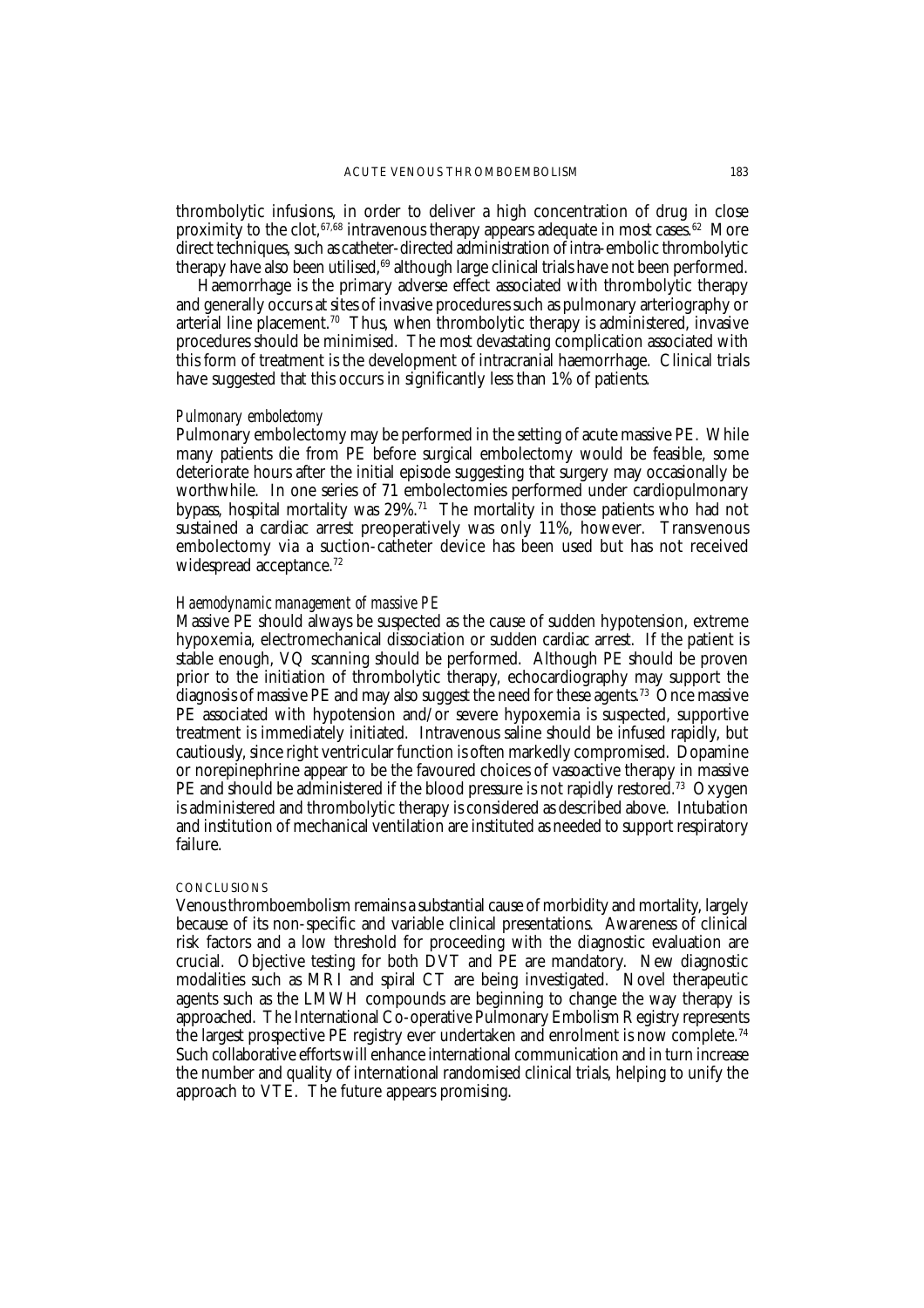thrombolytic infusions, in order to deliver a high concentration of drug in close proximity to the clot,[67,68] intravenous therapy appears adequate in most cases.[62] More direct techniques, such as catheter-directed administration of intra-embolic thrombolytic therapy have also been utilised,[69] although large clinical trials have not been performed.

Haemorrhage is the primary adverse effect associated with thrombolytic therapy and generally occurs at sites of invasive procedures such as pulmonary arteriography or arterial line placement.[70] Thus, when thrombolytic therapy is administered, invasive procedures should be minimised. The most devastating complication associated with this form of treatment is the development of intracranial haemorrhage. Clinical trials have suggested that this occurs in significantly less than 1% of patients.

*Pulmonary embolectomy*

Pulmonary embolectomy may be performed in the setting of acute massive PE. While many patients die from PE before surgical embolectomy would be feasible, some deteriorate hours after the initial episode suggesting that surgery may occasionally be worthwhile. In one series of 71 embolectomies performed under cardiopulmonary bypass, hospital mortality was 29%.[71] The mortality in those patients who had not sustained a cardiac arrest preoperatively was only 11%, however. Transvenous embolectomy via a suction-catheter device has been used but has not received widespread acceptance.[72]

*Haemodynamic management of massive PE*

Massive PE should always be suspected as the cause of sudden hypotension, extreme hypoxemia, electromechanical dissociation or sudden cardiac arrest. If the patient is stable enough, VQ scanning should be performed. Although PE should be proven prior to the initiation of thrombolytic therapy, echocardiography may support the diagnosis of massive PE and may also suggest the need for these agents.[73] Once massive PE associated with hypotension and/or severe hypoxemia is suspected, supportive treatment is immediately initiated. Intravenous saline should be infused rapidly, but cautiously, since right ventricular function is often markedly compromised. Dopamine or norepinephrine appear to be the favoured choices of vasoactive therapy in massive PE and should be administered if the blood pressure is not rapidly restored.[73] Oxygen is administered and thrombolytic therapy is considered as described above. Intubation and institution of mechanical ventilation are instituted as needed to support respiratory failure.

## CONCLUSIONS

Venous thromboembolism remains a substantial cause of morbidity and mortality, largely because of its non-specific and variable clinical presentations. Awareness of clinical risk factors and a low threshold for proceeding with the diagnostic evaluation are crucial. Objective testing for both DVT and PE are mandatory. New diagnostic modalities such as MRI and spiral CT are being investigated. Novel therapeutic agents such as the LMWH compounds are beginning to change the way therapy is approached. The International Co-operative Pulmonary Embolism Registry represents the largest prospective PE registry ever undertaken and enrolment is now complete.[74] Such collaborative efforts will enhance international communication and in turn increase the number and quality of international randomised clinical trials, helping to unify the approach to VTE. The future appears promising.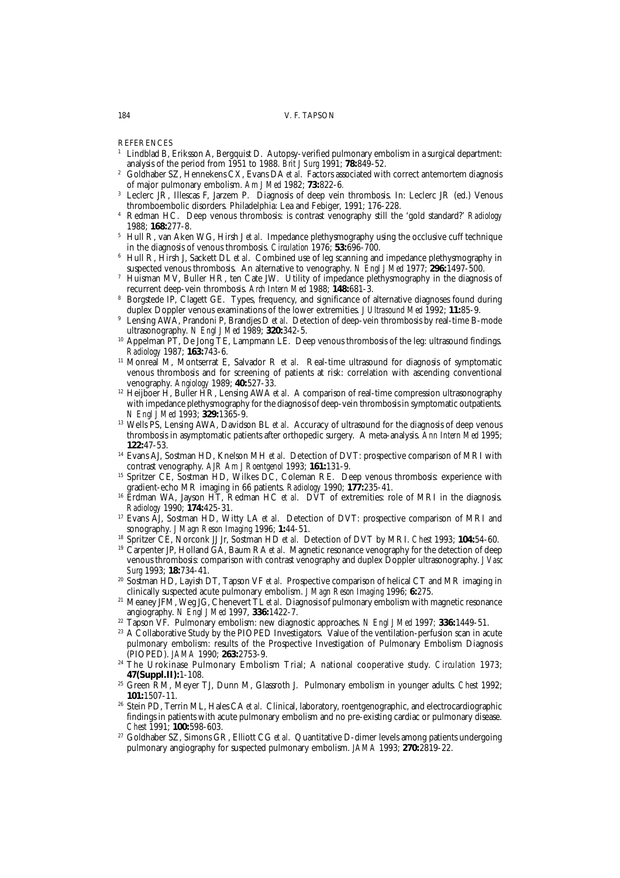## REFERENCES

1. Lindblad B, Eriksson A, Bergquist D. Autopsy-verified pulmonary embolism in a surgical department: analysis of the period from 1951 to 1988. *Brit J Surg* 1991; **78:**849-52.
2. Goldhaber SZ, Hennekens CX, Evans DA *et al*. Factors associated with correct antemortem diagnosis of major pulmonary embolism. *Am J Med* 1982; **73:**822-6.
3. Leclerc JR, Illescas F, Jarzem P. Diagnosis of deep vein thrombosis. In: Leclerc JR (ed.) Venous thromboembolic disorders. Philadelphia: Lea and Febiger, 1991; 176-228.
4. Redman HC. Deep venous thrombosis: is contrast venography still the 'gold standard?' *Radiology* 1988; **168:**277-8.
5. Hull R, van Aken WG, Hirsh J *et al*. Impedance plethysmography using the occlusive cuff technique in the diagnosis of venous thrombosis. *Circulation* 1976; **53:**696-700.
6. Hull R, Hirsh J, Sackett DL *et al*. Combined use of leg scanning and impedance plethysmography in suspected venous thrombosis. An alternative to venography. *N Engl J Med* 1977; **296:**1497-500.
7. Huisman MV, Buller HR, ten Cate JW. Utility of impedance plethysmography in the diagnosis of recurrent deep-vein thrombosis. *Arch Intern Med* 1988; **148:**681-3.
8. Borgstede IP, Clagett GE. Types, frequency, and significance of alternative diagnoses found during duplex Doppler venous examinations of the lower extremities. *J Ultrasound Med* 1992; **11:**85-9.
9. Lensing AWA, Prandoni P, Brandjes D *et al*. Detection of deep-vein thrombosis by real-time B-mode ultrasonography. *N Engl J Med* 1989; **320:**342-5.
10. Appelman PT, De Jong TE, Lampmann LE. Deep venous thrombosis of the leg: ultrasound findings. *Radiology* 1987; **163:**743-6.
11. Monreal M, Montserrat E, Salvador R *et al*. Real-time ultrasound for diagnosis of symptomatic venous thrombosis and for screening of patients at risk: correlation with ascending conventional venography. *Angiology* 1989; **40:**527-33.
12. Heijboer H, Buller HR, Lensing AWA *et al*. A comparison of real-time compression ultrasonography with impedance plethysmography for the diagnosis of deep-vein thrombosis in symptomatic outpatients. *N Engl J Med* 1993; **329:**1365-9.
13. Wells PS, Lensing AWA, Davidson BL *et al*. Accuracy of ultrasound for the diagnosis of deep venous thrombosis in asymptomatic patients after orthopedic surgery. A meta-analysis. *Ann Intern Med* 1995; **122:**47-53.
14. Evans AJ, Sostman HD, Knelson MH *et al*. Detection of DVT: prospective comparison of MRI with contrast venography. *AJR Am J Roentgenol* 1993; **161:**131-9.
15. Spritzer CE, Sostman HD, Wilkes DC, Coleman RE. Deep venous thrombosis: experience with gradient-echo MR imaging in 66 patients. *Radiology* 1990; **177:**235-41.
16. Erdman WA, Jayson HT, Redman HC *et al*. DVT of extremities: role of MRI in the diagnosis. *Radiology* 1990; **174:**425-31.
17. Evans AJ, Sostman HD, Witty LA *et al*. Detection of DVT: prospective comparison of MRI and sonography. *J Magn Reson Imaging* 1996; **1:**44-51.
18. Spritzer CE, Norconk JJ Jr, Sostman HD *et al*. Detection of DVT by MRI. *Chest* 1993; **104:**54-60.
19. Carpenter JP, Holland GA, Baum RA *et al*. Magnetic resonance venography for the detection of deep venous thrombosis: comparison with contrast venography and duplex Doppler ultrasonography. *J Vasc Surg* 1993; **18:**734-41.
20. Sostman HD, Layish DT, Tapson VF *et al*. Prospective comparison of helical CT and MR imaging in clinically suspected acute pulmonary embolism. *J Magn Reson Imaging* 1996; **6:**275.
21. Meaney JFM, Weg JG, Chenevert TL *et al*. Diagnosis of pulmonary embolism with magnetic resonance angiography. *N Engl J Med* 1997, **336:**1422-7.
22. Tapson VF. Pulmonary embolism: new diagnostic approaches. *N Engl J Med* 1997; **336:**1449-51.
23. A Collaborative Study by the PIOPED Investigators. Value of the ventilation-perfusion scan in acute pulmonary embolism: results of the Prospective Investigation of Pulmonary Embolism Diagnosis (PIOPED). *JAMA* 1990; **263:**2753-9.
24. The Urokinase Pulmonary Embolism Trial; A national cooperative study. *Circulation* 1973; **47(Suppl.II):**1-108.
25. Green RM, Meyer TJ, Dunn M, Glassroth J. Pulmonary embolism in younger adults. *Chest* 1992; **101:**1507-11.
26. Stein PD, Terrin ML, Hales CA *et al*. Clinical, laboratory, roentgenographic, and electrocardiographic findings in patients with acute pulmonary embolism and no pre-existing cardiac or pulmonary disease. *Chest* 1991; **100:**598-603.
27. Goldhaber SZ, Simons GR, Elliott CG *et al*. Quantitative D-dimer levels among patients undergoing pulmonary angiography for suspected pulmonary embolism. *JAMA* 1993; **270:**2819-22.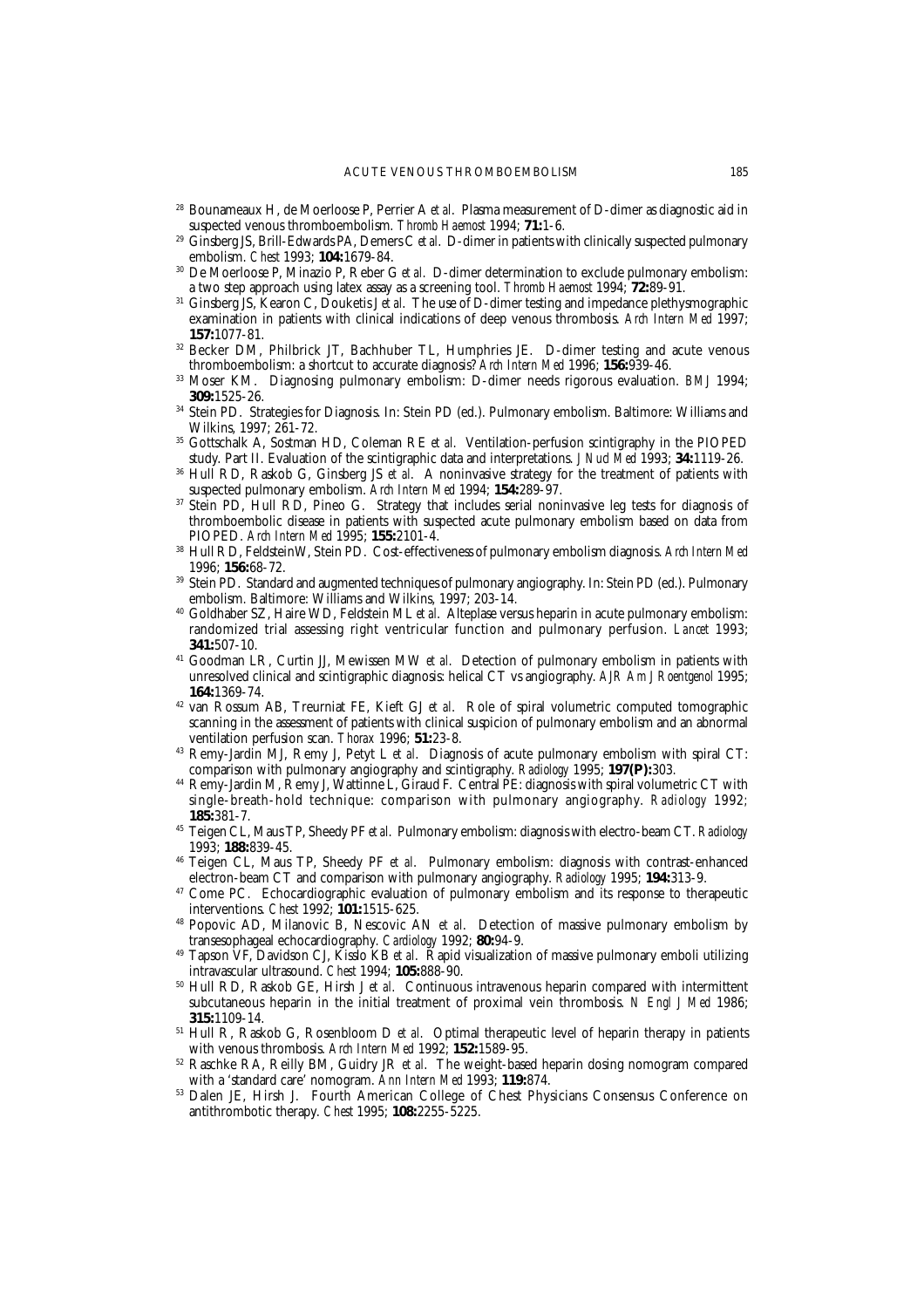[28] Bounameaux H, de Moerloose P, Perrier A *et al*. Plasma measurement of D-dimer as diagnostic aid in suspected venous thromboembolism. *Thromb Haemost* 1994; **71:**1-6.

[29] Ginsberg JS, Brill-Edwards PA, Demers C *et al*. D-dimer in patients with clinically suspected pulmonary embolism. *Chest* 1993; **104:**1679-84.

[30] De Moerloose P, Minazio P, Reber G *et al*. D-dimer determination to exclude pulmonary embolism: a two step approach using latex assay as a screening tool. *Thromb Haemost* 1994; **72:**89-91.

[31] Ginsberg JS, Kearon C, Douketis J *et al*. The use of D-dimer testing and impedance plethysmographic examination in patients with clinical indications of deep venous thrombosis. *Arch Intern Med* 1997; **157:**1077-81.

[32] Becker DM, Philbrick JT, Bachhuber TL, Humphries JE. D-dimer testing and acute venous thromboembolism: a shortcut to accurate diagnosis? *Arch Intern Med* 1996; **156:**939-46.

[33] Moser KM. Diagnosing pulmonary embolism: D-dimer needs rigorous evaluation. *BMJ* 1994; **309:**1525-26.

[34] Stein PD. Strategies for Diagnosis. In: Stein PD (ed.). Pulmonary embolism. Baltimore: Williams and Wilkins, 1997; 261-72.

[35] Gottschalk A, Sostman HD, Coleman RE *et al*. Ventilation-perfusion scintigraphy in the PIOPED study. Part II. Evaluation of the scintigraphic data and interpretations. *J Nucl Med* 1993; **34:**1119-26.

[36] Hull RD, Raskob G, Ginsberg JS *et al*. A noninvasive strategy for the treatment of patients with suspected pulmonary embolism. *Arch Intern Med* 1994; **154:**289-97.

[37] Stein PD, Hull RD, Pineo G. Strategy that includes serial noninvasive leg tests for diagnosis of thromboembolic disease in patients with suspected acute pulmonary embolism based on data from PIOPED. *Arch Intern Med* 1995; **155:**2101-4.

[38] Hull RD, FeldsteinW, Stein PD. Cost-effectiveness of pulmonary embolism diagnosis. *Arch Intern Med* 1996; **156:**68-72.

[39] Stein PD. Standard and augmented techniques of pulmonary angiography. In: Stein PD (ed.). Pulmonary embolism. Baltimore: Williams and Wilkins, 1997; 203-14.

[40] Goldhaber SZ, Haire WD, Feldstein ML *et al*. Alteplase versus heparin in acute pulmonary embolism: randomized trial assessing right ventricular function and pulmonary perfusion. *Lancet* 1993; **341:**507-10.

[41] Goodman LR, Curtin JJ, Mewissen MW *et al*. Detection of pulmonary embolism in patients with unresolved clinical and scintigraphic diagnosis: helical CT vs angiography. *AJR Am J Roentgenol* 1995; **164:**1369-74.

[42] van Rossum AB, Treurniat FE, Kieft GJ *et al*. Role of spiral volumetric computed tomographic scanning in the assessment of patients with clinical suspicion of pulmonary embolism and an abnormal ventilation perfusion scan. *Thorax* 1996; **51:**23-8.

[43] Remy-Jardin MJ, Remy J, Petyt L *et al*. Diagnosis of acute pulmonary embolism with spiral CT: comparison with pulmonary angiography and scintigraphy. *Radiology* 1995; **197(P):**303.

[44] Remy-Jardin M, Remy J, Wattinne L, Giraud F. Central PE: diagnosis with spiral volumetric CT with single-breath-hold technique: comparison with pulmonary angiography. *Radiology* 1992; **185:**381-7.

[45] Teigen CL, Maus TP, Sheedy PF *et al*. Pulmonary embolism: diagnosis with electro-beam CT. *Radiology* 1993; **188:**839-45.

[46] Teigen CL, Maus TP, Sheedy PF *et al*. Pulmonary embolism: diagnosis with contrast-enhanced electron-beam CT and comparison with pulmonary angiography. *Radiology* 1995; **194:**313-9.

[47] Come PC. Echocardiographic evaluation of pulmonary embolism and its response to therapeutic interventions. *Chest* 1992; **101:**1515-625.

[48] Popovic AD, Milanovic B, Nescovic AN *et al*. Detection of massive pulmonary embolism by transesophageal echocardiography. *Cardiology* 1992; **80:**94-9.

[49] Tapson VF, Davidson CJ, Kisslo KB *et al*. Rapid visualization of massive pulmonary emboli utilizing intravascular ultrasound. *Chest* 1994; **105:**888-90.

[50] Hull RD, Raskob GE, Hirsh J *et al*. Continuous intravenous heparin compared with intermittent subcutaneous heparin in the initial treatment of proximal vein thrombosis. *N Engl J Med* 1986; **315:**1109-14.

[51] Hull R, Raskob G, Rosenbloom D *et al*. Optimal therapeutic level of heparin therapy in patients with venous thrombosis. *Arch Intern Med* 1992; **152:**1589-95.

[52] Raschke RA, Reilly BM, Guidry JR *et al*. The weight-based heparin dosing nomogram compared with a 'standard care' nomogram. *Ann Intern Med* 1993; **119:**874.

[53] Dalen JE, Hirsh J. Fourth American College of Chest Physicians Consensus Conference on antithrombotic therapy. *Chest* 1995; **108:**2255-5225.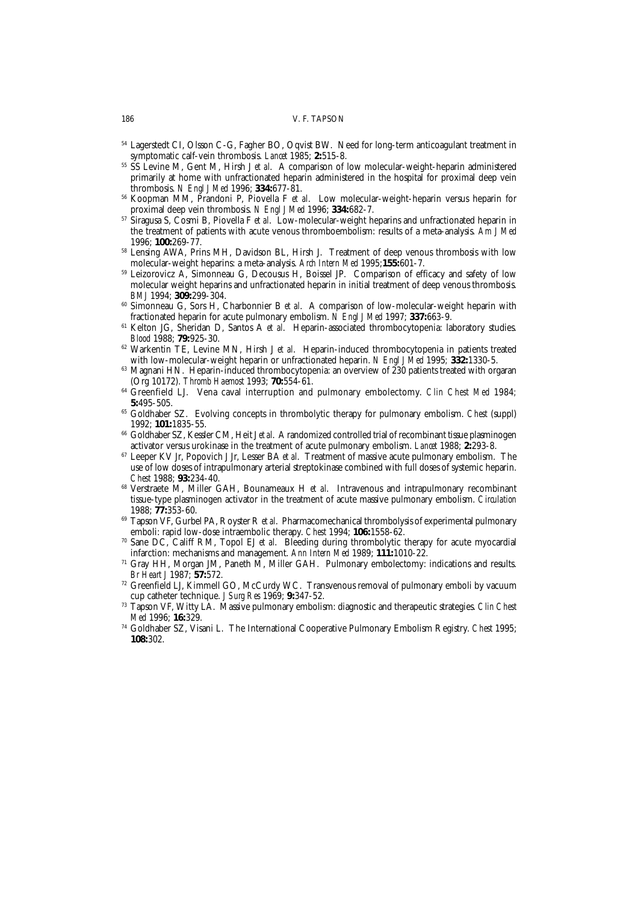[54] Lagerstedt CI, Olsson C-G, Fagher BO, Oqvist BW. Need for long-term anticoagulant treatment in symptomatic calf-vein thrombosis. *Lancet* 1985; **2:**515-8.

[55] SS Levine M, Gent M, Hirsh J *et al*. A comparison of low molecular-weight-heparin administered primarily at home with unfractionated heparin administered in the hospital for proximal deep vein thrombosis. *N Engl J Med* 1996; **334:**677-81.

[56] Koopman MM, Prandoni P, Piovella F *et al*. Low molecular-weight-heparin versus heparin for proximal deep vein thrombosis. *N Engl J Med* 1996; **334:**682-7.

[57] Siragusa S, Cosmi B, Piovella F *et al*. Low-molecular-weight heparins and unfractionated heparin in the treatment of patients with acute venous thromboembolism: results of a meta-analysis. *Am J Med* 1996; **100:**269-77.

[58] Lensing AWA, Prins MH, Davidson BL, Hirsh J. Treatment of deep venous thrombosis with low molecular-weight heparins: a meta-analysis. *Arch Intern Med* 1995;**155:**601-7.

[59] Leizorovicz A, Simonneau G, Decousus H, Boissel JP. Comparison of efficacy and safety of low molecular weight heparins and unfractionated heparin in initial treatment of deep venous thrombosis. *BMJ* 1994; **309:**299-304.

[60] Simonneau G, Sors H, Charbonnier B *et al*. A comparison of low-molecular-weight heparin with fractionated heparin for acute pulmonary embolism. *N Engl J Med* 1997; **337:**663-9.

[61] Kelton JG, Sheridan D, Santos A *et al*. Heparin-associated thrombocytopenia: laboratory studies. *Blood* 1988; **79:**925-30.

[62] Warkentin TE, Levine MN, Hirsh J *et al*. Heparin-induced thrombocytopenia in patients treated with low-molecular-weight heparin or unfractionated heparin. *N Engl J Med* 1995; **332:**1330-5.

[63] Magnani HN. Heparin-induced thrombocytopenia: an overview of 230 patients treated with organ (Org 10172). *Thromb Haemost* 1993; **70:**554-61.

[64] Greenfield LJ. Vena caval interruption and pulmonary embolectomy. *Clin Chest Med* 1984; **5:**495-505.

[65] Goldhaber SZ. Evolving concepts in thrombolytic therapy for pulmonary embolism. *Chest* (suppl) 1992; **101:**183S-5S.

[66] Goldhaber SZ, Kessler CM, Heit J *et al*. A randomized controlled trial of recombinant tissue plasminogen activator versus urokinase in the treatment of acute pulmonary embolism. *Lancet* 1988; **2:**293-8.

[67] Leeper KV Jr, Popovich J Jr, Lesser BA *et al*. Treatment of massive acute pulmonary embolism. The use of low doses of intrapulmonary arterial streptokinase combined with full doses of systemic heparin. *Chest* 1988; **93:**234-40.

[68] Verstraete M, Miller GAH, Bounameaux H *et al*. Intravenous and intrapulmonary recombinant tissue-type plasminogen activator in the treatment of acute massive pulmonary embolism. *Circulation* 1988; **77:**353-60.

[69] Tapson VF, Gurbel PA, Royster R *et al*. Pharmacomechanical thrombolysis of experimental pulmonary emboli: rapid low-dose intraembolic therapy. *Chest* 1994; **106:**1558-62.

[70] Sane DC, Califf RM, Topol EJ *et al*. Bleeding during thrombolytic therapy for acute myocardial infarction: mechanisms and management. *Ann Intern Med* 1989; **111:**1010-22.

[71] Gray HH, Morgan JM, Paneth M, Miller GAH. Pulmonary embolectomy: indications and results. *Br Heart J* 1987; **57:**572.

[72] Greenfield LJ, Kimmell GO, McCurdy WC. Transvenous removal of pulmonary emboli by vacuum cup catheter technique. *J Surg Res* 1969; **9:**347-52.

[73] Tapson VF, Witty LA. Massive pulmonary embolism: diagnostic and therapeutic strategies. *Clin Chest Med* 1996; **16:**329.

[74] Goldhaber SZ, Visani L. The International Cooperative Pulmonary Embolism Registry. *Chest* 1995; **108:**302.